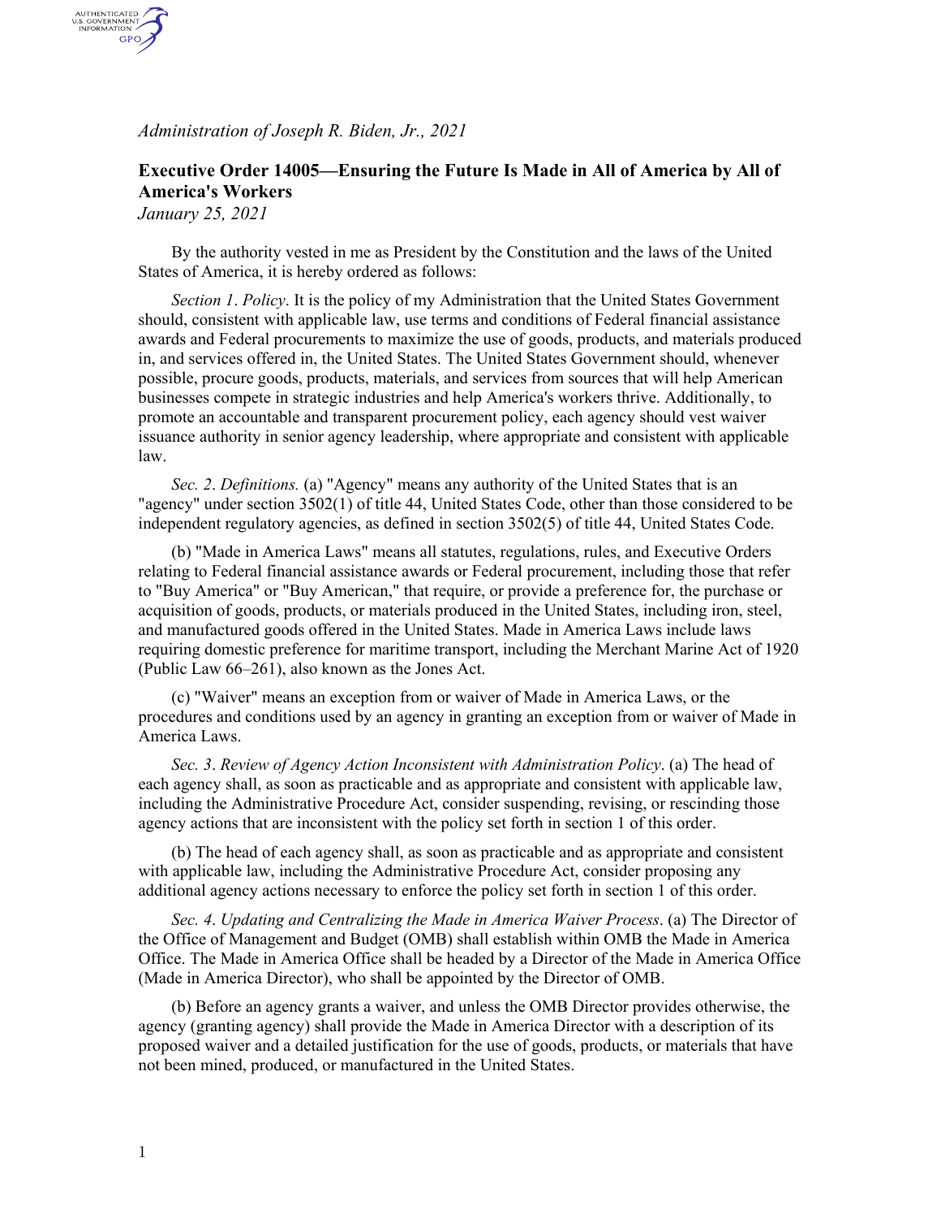*Administration of Joseph R. Biden, Jr., 2021*

## Executive Order 14005—Ensuring the Future Is Made in All of America by All of America's Workers

*January 25, 2021*

By the authority vested in me as President by the Constitution and the laws of the United States of America, it is hereby ordered as follows:

*Section 1*. *Policy*. It is the policy of my Administration that the United States Government should, consistent with applicable law, use terms and conditions of Federal financial assistance awards and Federal procurements to maximize the use of goods, products, and materials produced in, and services offered in, the United States. The United States Government should, whenever possible, procure goods, products, materials, and services from sources that will help American businesses compete in strategic industries and help America's workers thrive. Additionally, to promote an accountable and transparent procurement policy, each agency should vest waiver issuance authority in senior agency leadership, where appropriate and consistent with applicable law.

*Sec. 2*. *Definitions.* (a) "Agency" means any authority of the United States that is an "agency" under section 3502(1) of title 44, United States Code, other than those considered to be independent regulatory agencies, as defined in section 3502(5) of title 44, United States Code.

(b) "Made in America Laws" means all statutes, regulations, rules, and Executive Orders relating to Federal financial assistance awards or Federal procurement, including those that refer to "Buy America" or "Buy American," that require, or provide a preference for, the purchase or acquisition of goods, products, or materials produced in the United States, including iron, steel, and manufactured goods offered in the United States. Made in America Laws include laws requiring domestic preference for maritime transport, including the Merchant Marine Act of 1920 (Public Law 66–261), also known as the Jones Act.

(c) "Waiver" means an exception from or waiver of Made in America Laws, or the procedures and conditions used by an agency in granting an exception from or waiver of Made in America Laws.

*Sec. 3*. *Review of Agency Action Inconsistent with Administration Policy*. (a) The head of each agency shall, as soon as practicable and as appropriate and consistent with applicable law, including the Administrative Procedure Act, consider suspending, revising, or rescinding those agency actions that are inconsistent with the policy set forth in section 1 of this order.

(b) The head of each agency shall, as soon as practicable and as appropriate and consistent with applicable law, including the Administrative Procedure Act, consider proposing any additional agency actions necessary to enforce the policy set forth in section 1 of this order.

*Sec. 4*. *Updating and Centralizing the Made in America Waiver Process*. (a) The Director of the Office of Management and Budget (OMB) shall establish within OMB the Made in America Office. The Made in America Office shall be headed by a Director of the Made in America Office (Made in America Director), who shall be appointed by the Director of OMB.

(b) Before an agency grants a waiver, and unless the OMB Director provides otherwise, the agency (granting agency) shall provide the Made in America Director with a description of its proposed waiver and a detailed justification for the use of goods, products, or materials that have not been mined, produced, or manufactured in the United States.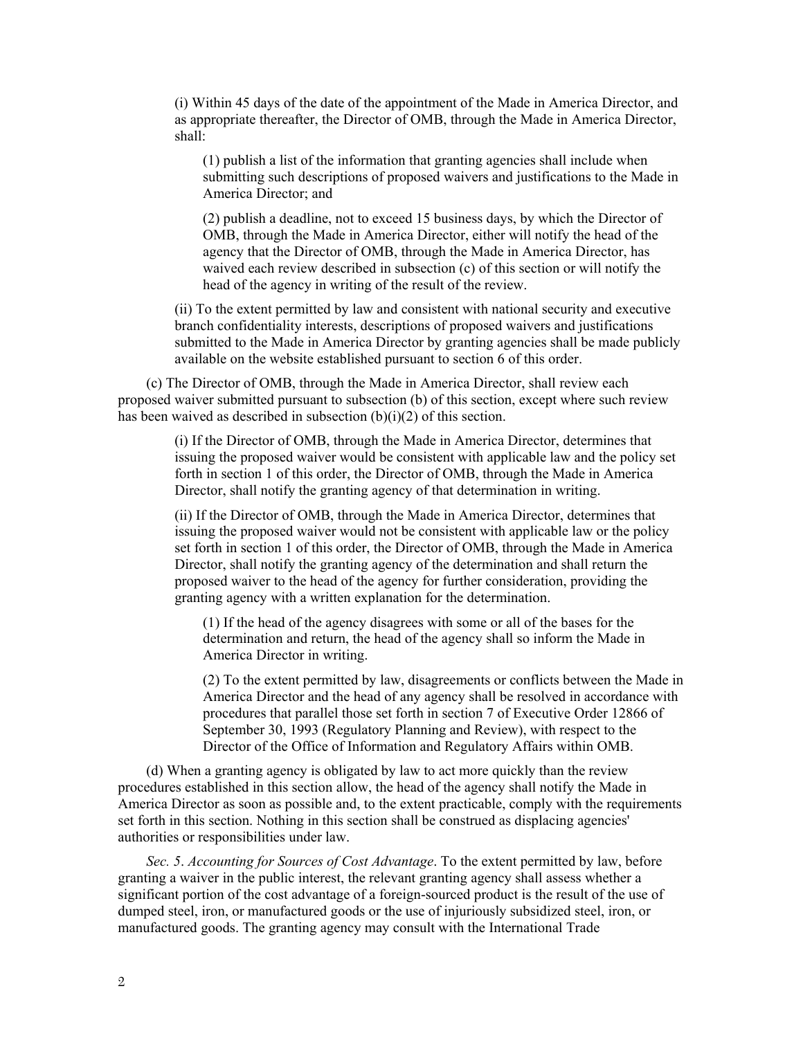(i) Within 45 days of the date of the appointment of the Made in America Director, and as appropriate thereafter, the Director of OMB, through the Made in America Director, shall:

(1) publish a list of the information that granting agencies shall include when submitting such descriptions of proposed waivers and justifications to the Made in America Director; and

(2) publish a deadline, not to exceed 15 business days, by which the Director of OMB, through the Made in America Director, either will notify the head of the agency that the Director of OMB, through the Made in America Director, has waived each review described in subsection (c) of this section or will notify the head of the agency in writing of the result of the review.

(ii) To the extent permitted by law and consistent with national security and executive branch confidentiality interests, descriptions of proposed waivers and justifications submitted to the Made in America Director by granting agencies shall be made publicly available on the website established pursuant to section 6 of this order.

(c) The Director of OMB, through the Made in America Director, shall review each proposed waiver submitted pursuant to subsection (b) of this section, except where such review has been waived as described in subsection (b)(i)(2) of this section.

(i) If the Director of OMB, through the Made in America Director, determines that issuing the proposed waiver would be consistent with applicable law and the policy set forth in section 1 of this order, the Director of OMB, through the Made in America Director, shall notify the granting agency of that determination in writing.

(ii) If the Director of OMB, through the Made in America Director, determines that issuing the proposed waiver would not be consistent with applicable law or the policy set forth in section 1 of this order, the Director of OMB, through the Made in America Director, shall notify the granting agency of the determination and shall return the proposed waiver to the head of the agency for further consideration, providing the granting agency with a written explanation for the determination.

(1) If the head of the agency disagrees with some or all of the bases for the determination and return, the head of the agency shall so inform the Made in America Director in writing.

(2) To the extent permitted by law, disagreements or conflicts between the Made in America Director and the head of any agency shall be resolved in accordance with procedures that parallel those set forth in section 7 of Executive Order 12866 of September 30, 1993 (Regulatory Planning and Review), with respect to the Director of the Office of Information and Regulatory Affairs within OMB.

(d) When a granting agency is obligated by law to act more quickly than the review procedures established in this section allow, the head of the agency shall notify the Made in America Director as soon as possible and, to the extent practicable, comply with the requirements set forth in this section. Nothing in this section shall be construed as displacing agencies' authorities or responsibilities under law.

*Sec. 5*. *Accounting for Sources of Cost Advantage*. To the extent permitted by law, before granting a waiver in the public interest, the relevant granting agency shall assess whether a significant portion of the cost advantage of a foreign-sourced product is the result of the use of dumped steel, iron, or manufactured goods or the use of injuriously subsidized steel, iron, or manufactured goods. The granting agency may consult with the International Trade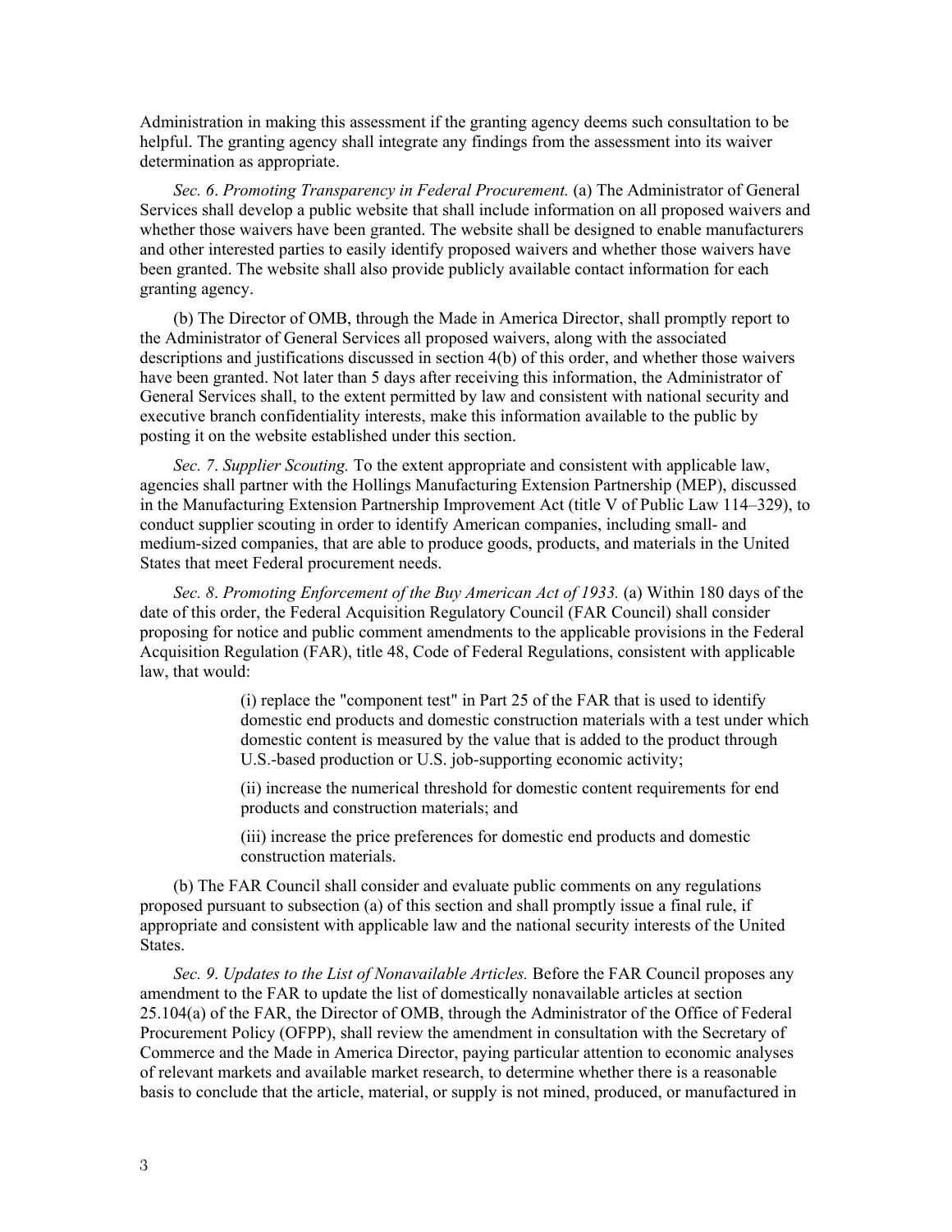Administration in making this assessment if the granting agency deems such consultation to be helpful. The granting agency shall integrate any findings from the assessment into its waiver determination as appropriate.

*Sec. 6*. *Promoting Transparency in Federal Procurement.* (a) The Administrator of General Services shall develop a public website that shall include information on all proposed waivers and whether those waivers have been granted. The website shall be designed to enable manufacturers and other interested parties to easily identify proposed waivers and whether those waivers have been granted. The website shall also provide publicly available contact information for each granting agency.

(b) The Director of OMB, through the Made in America Director, shall promptly report to the Administrator of General Services all proposed waivers, along with the associated descriptions and justifications discussed in section 4(b) of this order, and whether those waivers have been granted. Not later than 5 days after receiving this information, the Administrator of General Services shall, to the extent permitted by law and consistent with national security and executive branch confidentiality interests, make this information available to the public by posting it on the website established under this section.

*Sec. 7*. *Supplier Scouting.* To the extent appropriate and consistent with applicable law, agencies shall partner with the Hollings Manufacturing Extension Partnership (MEP), discussed in the Manufacturing Extension Partnership Improvement Act (title V of Public Law 114–329), to conduct supplier scouting in order to identify American companies, including small- and medium-sized companies, that are able to produce goods, products, and materials in the United States that meet Federal procurement needs.

*Sec. 8*. *Promoting Enforcement of the Buy American Act of 1933.* (a) Within 180 days of the date of this order, the Federal Acquisition Regulatory Council (FAR Council) shall consider proposing for notice and public comment amendments to the applicable provisions in the Federal Acquisition Regulation (FAR), title 48, Code of Federal Regulations, consistent with applicable law, that would:

> (i) replace the "component test" in Part 25 of the FAR that is used to identify domestic end products and domestic construction materials with a test under which domestic content is measured by the value that is added to the product through U.S.-based production or U.S. job-supporting economic activity;
>
> (ii) increase the numerical threshold for domestic content requirements for end products and construction materials; and
>
> (iii) increase the price preferences for domestic end products and domestic construction materials.

(b) The FAR Council shall consider and evaluate public comments on any regulations proposed pursuant to subsection (a) of this section and shall promptly issue a final rule, if appropriate and consistent with applicable law and the national security interests of the United States.

*Sec. 9*. *Updates to the List of Nonavailable Articles.* Before the FAR Council proposes any amendment to the FAR to update the list of domestically nonavailable articles at section 25.104(a) of the FAR, the Director of OMB, through the Administrator of the Office of Federal Procurement Policy (OFPP), shall review the amendment in consultation with the Secretary of Commerce and the Made in America Director, paying particular attention to economic analyses of relevant markets and available market research, to determine whether there is a reasonable basis to conclude that the article, material, or supply is not mined, produced, or manufactured in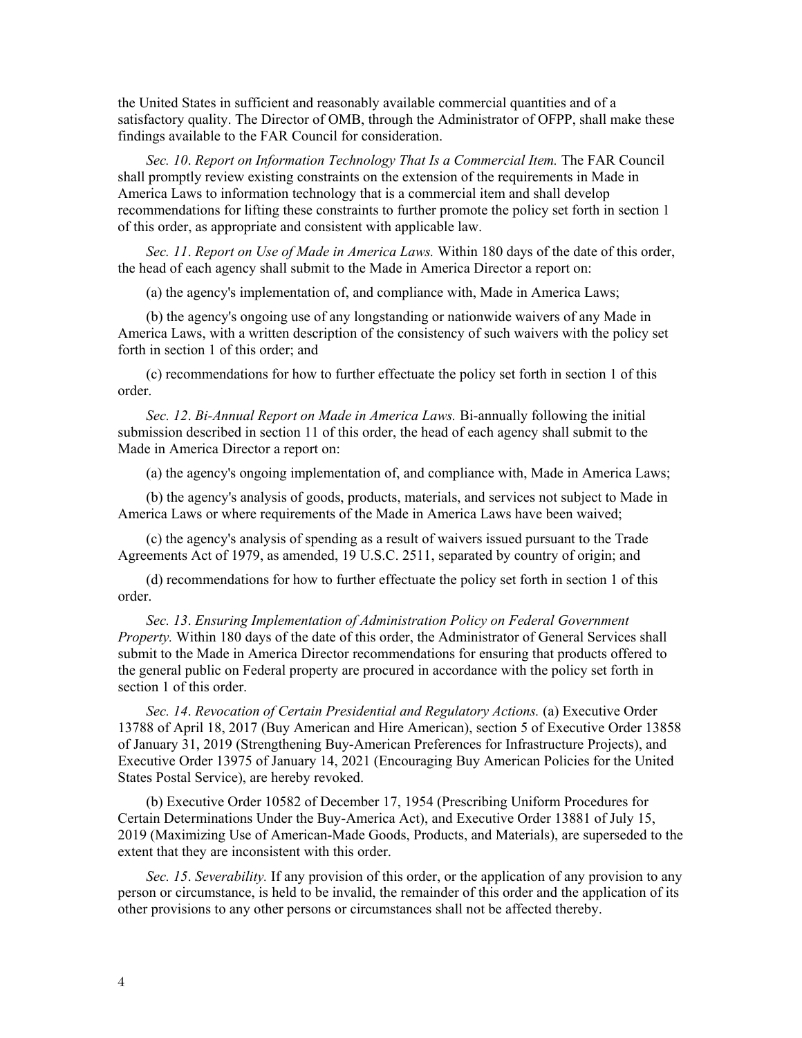the United States in sufficient and reasonably available commercial quantities and of a satisfactory quality. The Director of OMB, through the Administrator of OFPP, shall make these findings available to the FAR Council for consideration.

*Sec. 10*. *Report on Information Technology That Is a Commercial Item.* The FAR Council shall promptly review existing constraints on the extension of the requirements in Made in America Laws to information technology that is a commercial item and shall develop recommendations for lifting these constraints to further promote the policy set forth in section 1 of this order, as appropriate and consistent with applicable law.

*Sec. 11*. *Report on Use of Made in America Laws.* Within 180 days of the date of this order, the head of each agency shall submit to the Made in America Director a report on:

(a) the agency's implementation of, and compliance with, Made in America Laws;

(b) the agency's ongoing use of any longstanding or nationwide waivers of any Made in America Laws, with a written description of the consistency of such waivers with the policy set forth in section 1 of this order; and

(c) recommendations for how to further effectuate the policy set forth in section 1 of this order.

*Sec. 12*. *Bi-Annual Report on Made in America Laws.* Bi-annually following the initial submission described in section 11 of this order, the head of each agency shall submit to the Made in America Director a report on:

(a) the agency's ongoing implementation of, and compliance with, Made in America Laws;

(b) the agency's analysis of goods, products, materials, and services not subject to Made in America Laws or where requirements of the Made in America Laws have been waived;

(c) the agency's analysis of spending as a result of waivers issued pursuant to the Trade Agreements Act of 1979, as amended, 19 U.S.C. 2511, separated by country of origin; and

(d) recommendations for how to further effectuate the policy set forth in section 1 of this order.

*Sec. 13*. *Ensuring Implementation of Administration Policy on Federal Government Property.* Within 180 days of the date of this order, the Administrator of General Services shall submit to the Made in America Director recommendations for ensuring that products offered to the general public on Federal property are procured in accordance with the policy set forth in section 1 of this order.

*Sec. 14*. *Revocation of Certain Presidential and Regulatory Actions.* (a) Executive Order 13788 of April 18, 2017 (Buy American and Hire American), section 5 of Executive Order 13858 of January 31, 2019 (Strengthening Buy-American Preferences for Infrastructure Projects), and Executive Order 13975 of January 14, 2021 (Encouraging Buy American Policies for the United States Postal Service), are hereby revoked.

(b) Executive Order 10582 of December 17, 1954 (Prescribing Uniform Procedures for Certain Determinations Under the Buy-America Act), and Executive Order 13881 of July 15, 2019 (Maximizing Use of American-Made Goods, Products, and Materials), are superseded to the extent that they are inconsistent with this order.

*Sec. 15*. *Severability.* If any provision of this order, or the application of any provision to any person or circumstance, is held to be invalid, the remainder of this order and the application of its other provisions to any other persons or circumstances shall not be affected thereby.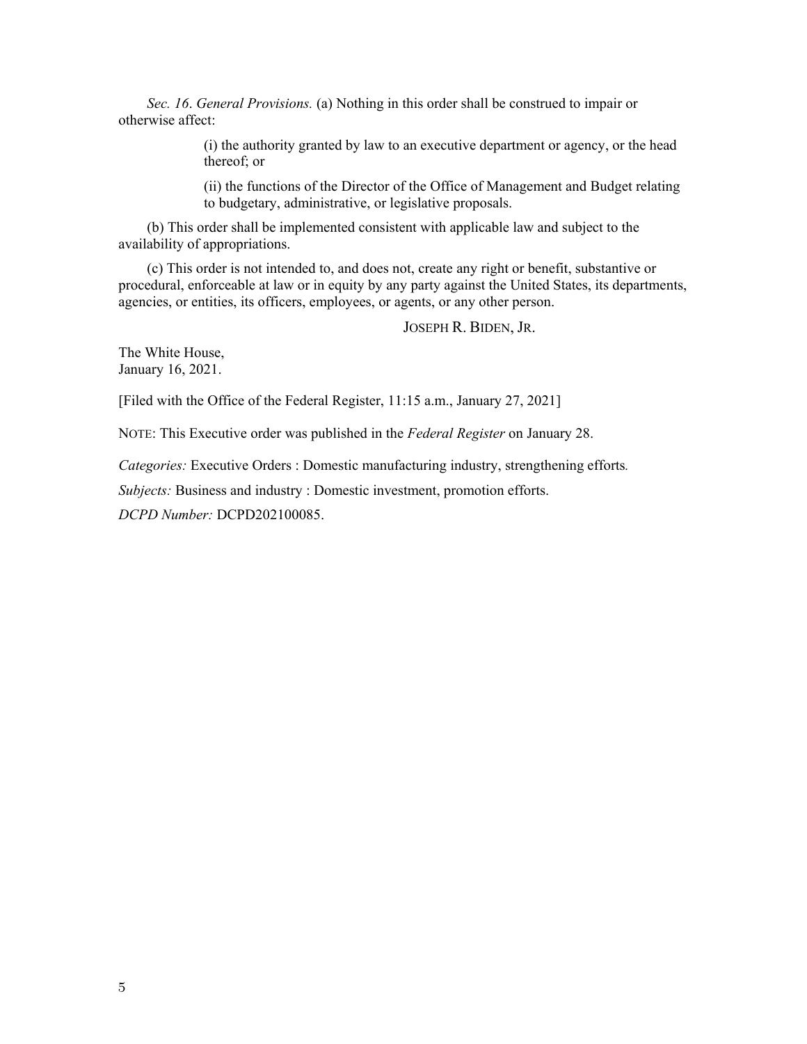*Sec. 16. General Provisions.* (a) Nothing in this order shall be construed to impair or otherwise affect:

> (i) the authority granted by law to an executive department or agency, or the head thereof; or
>
> (ii) the functions of the Director of the Office of Management and Budget relating to budgetary, administrative, or legislative proposals.

(b) This order shall be implemented consistent with applicable law and subject to the availability of appropriations.

(c) This order is not intended to, and does not, create any right or benefit, substantive or procedural, enforceable at law or in equity by any party against the United States, its departments, agencies, or entities, its officers, employees, or agents, or any other person.

JOSEPH R. BIDEN, JR.

The White House,
January 16, 2021.

[Filed with the Office of the Federal Register, 11:15 a.m., January 27, 2021]

NOTE: This Executive order was published in the *Federal Register* on January 28.

*Categories:* Executive Orders : Domestic manufacturing industry, strengthening efforts.

*Subjects:* Business and industry : Domestic investment, promotion efforts.

*DCPD Number:* DCPD202100085.